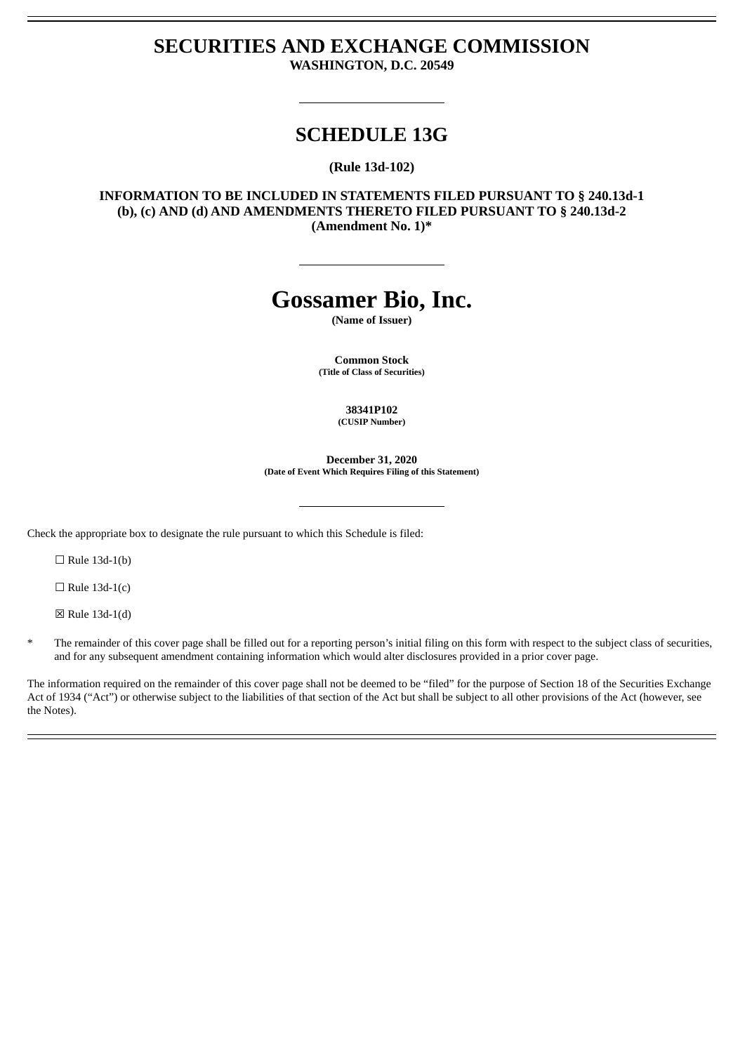# SECURITIES AND EXCHANGE COMMISSION

**WASHINGTON, D.C. 20549**

---

## SCHEDULE 13G

**(Rule 13d-102)**

**INFORMATION TO BE INCLUDED IN STATEMENTS FILED PURSUANT TO § 240.13d-1 (b), (c) AND (d) AND AMENDMENTS THERETO FILED PURSUANT TO § 240.13d-2**
**(Amendment No. 1)***

---

# Gossamer Bio, Inc.

**(Name of Issuer)**

**Common Stock**
**(Title of Class of Securities)**

**38341P102**
**(CUSIP Number)**

**December 31, 2020**
**(Date of Event Which Requires Filing of this Statement)**

---

Check the appropriate box to designate the rule pursuant to which this Schedule is filed:

☐ Rule 13d-1(b)

☐ Rule 13d-1(c)

☒ Rule 13d-1(d)

\* The remainder of this cover page shall be filled out for a reporting person's initial filing on this form with respect to the subject class of securities, and for any subsequent amendment containing information which would alter disclosures provided in a prior cover page.

The information required on the remainder of this cover page shall not be deemed to be "filed" for the purpose of Section 18 of the Securities Exchange Act of 1934 ("Act") or otherwise subject to the liabilities of that section of the Act but shall be subject to all other provisions of the Act (however, see the Notes).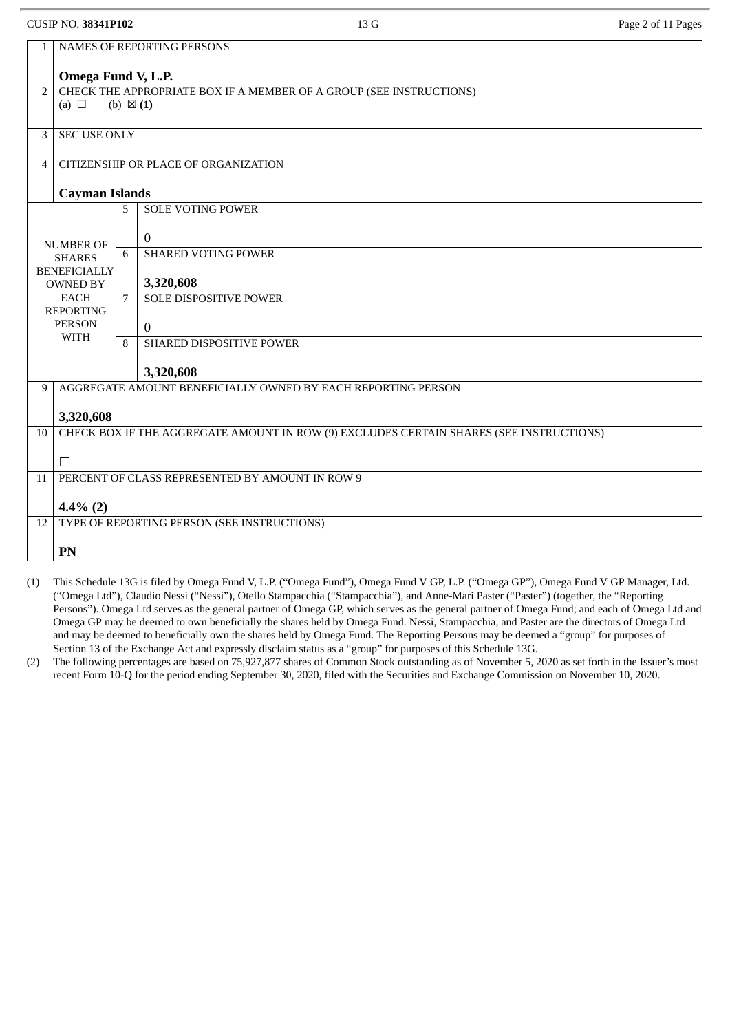CUSIP NO. **38341P102**

| | | | |
|---|---|---|---|
| 1 | NAMES OF REPORTING PERSONS<br><br>**Omega Fund V, L.P.** | | |
| 2 | CHECK THE APPROPRIATE BOX IF A MEMBER OF A GROUP (SEE INSTRUCTIONS)<br>(a) ☐ (b) ☒ **(1)** | | |
| 3 | SEC USE ONLY | | |
| 4 | CITIZENSHIP OR PLACE OF ORGANIZATION<br><br>**Cayman Islands** | | |
| NUMBER OF SHARES BENEFICIALLY OWNED BY EACH REPORTING PERSON WITH | 5 | SOLE VOTING POWER<br><br>0 | |
| | 6 | SHARED VOTING POWER<br><br>**3,320,608** | |
| | 7 | SOLE DISPOSITIVE POWER<br><br>0 | |
| | 8 | SHARED DISPOSITIVE POWER<br><br>**3,320,608** | |
| 9 | AGGREGATE AMOUNT BENEFICIALLY OWNED BY EACH REPORTING PERSON<br><br>**3,320,608** | | |
| 10 | CHECK BOX IF THE AGGREGATE AMOUNT IN ROW (9) EXCLUDES CERTAIN SHARES (SEE INSTRUCTIONS)<br><br>☐ | | |
| 11 | PERCENT OF CLASS REPRESENTED BY AMOUNT IN ROW 9<br><br>**4.4% (2)** | | |
| 12 | TYPE OF REPORTING PERSON (SEE INSTRUCTIONS)<br><br>**PN** | | |

(1) This Schedule 13G is filed by Omega Fund V, L.P. ("Omega Fund"), Omega Fund V GP, L.P. ("Omega GP"), Omega Fund V GP Manager, Ltd. ("Omega Ltd"), Claudio Nessi ("Nessi"), Otello Stampacchia ("Stampacchia"), and Anne-Mari Paster ("Paster") (together, the "Reporting Persons"). Omega Ltd serves as the general partner of Omega GP, which serves as the general partner of Omega Fund; and each of Omega Ltd and Omega GP may be deemed to own beneficially the shares held by Omega Fund. Nessi, Stampacchia, and Paster are the directors of Omega Ltd and may be deemed to beneficially own the shares held by Omega Fund. The Reporting Persons may be deemed a "group" for purposes of Section 13 of the Exchange Act and expressly disclaim status as a "group" for purposes of this Schedule 13G.

(2) The following percentages are based on 75,927,877 shares of Common Stock outstanding as of November 5, 2020 as set forth in the Issuer's most recent Form 10-Q for the period ending September 30, 2020, filed with the Securities and Exchange Commission on November 10, 2020.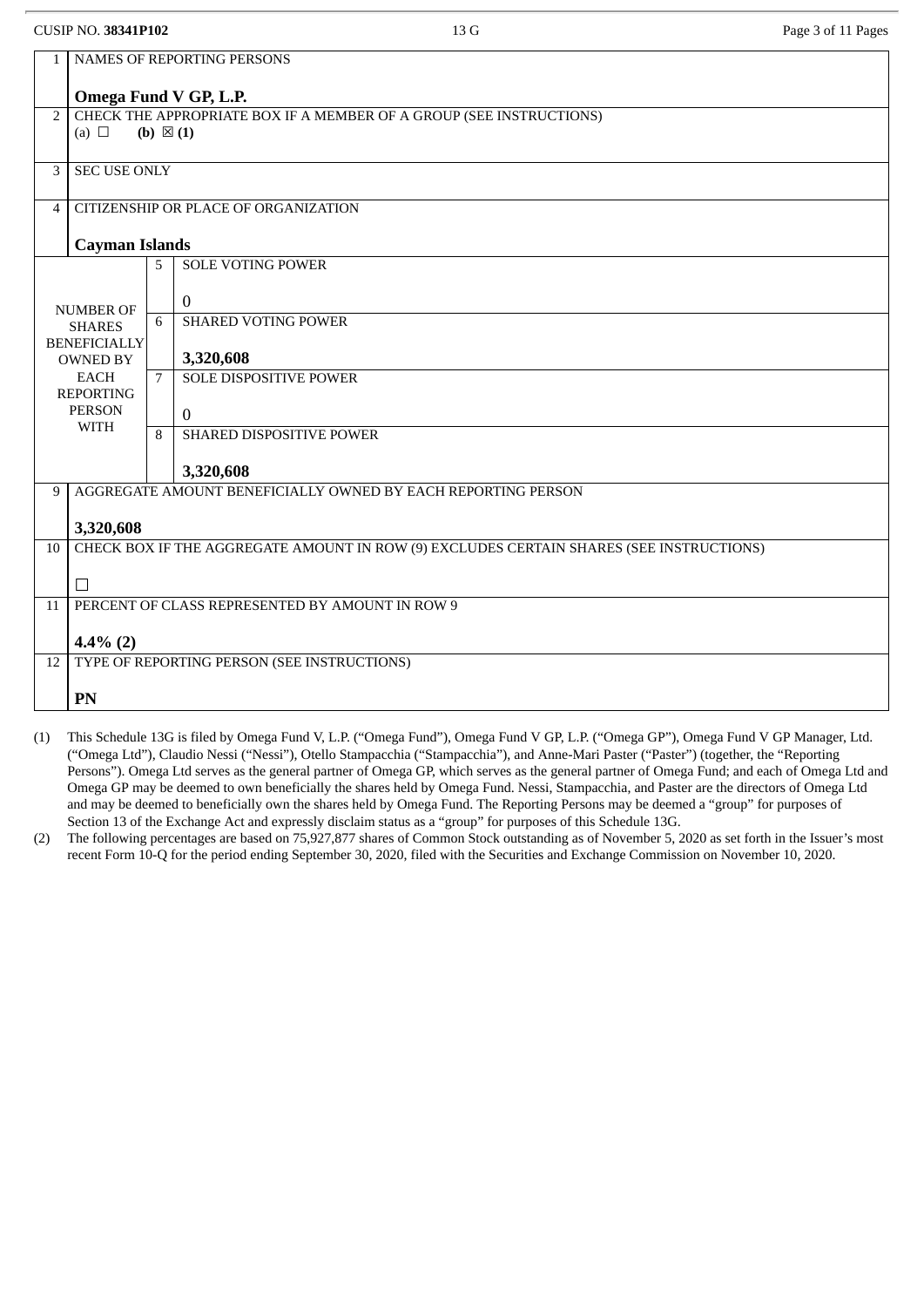CUSIP NO. **38341P102**

| | | | |
|---|---|---|---|
| 1 | NAMES OF REPORTING PERSONS<br><br>**Omega Fund V GP, L.P.** | | |
| 2 | CHECK THE APPROPRIATE BOX IF A MEMBER OF A GROUP (SEE INSTRUCTIONS)<br>(a) ☐ **(b) ☒ (1)** | | |
| 3 | SEC USE ONLY | | |
| 4 | CITIZENSHIP OR PLACE OF ORGANIZATION<br><br>**Cayman Islands** | | |
| NUMBER OF SHARES BENEFICIALLY OWNED BY EACH REPORTING PERSON WITH | | 5 | SOLE VOTING POWER<br><br>0 |
| | | 6 | SHARED VOTING POWER<br><br>**3,320,608** |
| | | 7 | SOLE DISPOSITIVE POWER<br><br>0 |
| | | 8 | SHARED DISPOSITIVE POWER<br><br>**3,320,608** |
| 9 | AGGREGATE AMOUNT BENEFICIALLY OWNED BY EACH REPORTING PERSON<br><br>**3,320,608** | | |
| 10 | CHECK BOX IF THE AGGREGATE AMOUNT IN ROW (9) EXCLUDES CERTAIN SHARES (SEE INSTRUCTIONS)<br><br>☐ | | |
| 11 | PERCENT OF CLASS REPRESENTED BY AMOUNT IN ROW 9<br><br>**4.4% (2)** | | |
| 12 | TYPE OF REPORTING PERSON (SEE INSTRUCTIONS)<br><br>**PN** | | |

(1) This Schedule 13G is filed by Omega Fund V, L.P. ("Omega Fund"), Omega Fund V GP, L.P. ("Omega GP"), Omega Fund V GP Manager, Ltd. ("Omega Ltd"), Claudio Nessi ("Nessi"), Otello Stampacchia ("Stampacchia"), and Anne-Mari Paster ("Paster") (together, the "Reporting Persons"). Omega Ltd serves as the general partner of Omega GP, which serves as the general partner of Omega Fund; and each of Omega Ltd and Omega GP may be deemed to own beneficially the shares held by Omega Fund. Nessi, Stampacchia, and Paster are the directors of Omega Ltd and may be deemed to beneficially own the shares held by Omega Fund. The Reporting Persons may be deemed a "group" for purposes of Section 13 of the Exchange Act and expressly disclaim status as a "group" for purposes of this Schedule 13G.

(2) The following percentages are based on 75,927,877 shares of Common Stock outstanding as of November 5, 2020 as set forth in the Issuer's most recent Form 10-Q for the period ending September 30, 2020, filed with the Securities and Exchange Commission on November 10, 2020.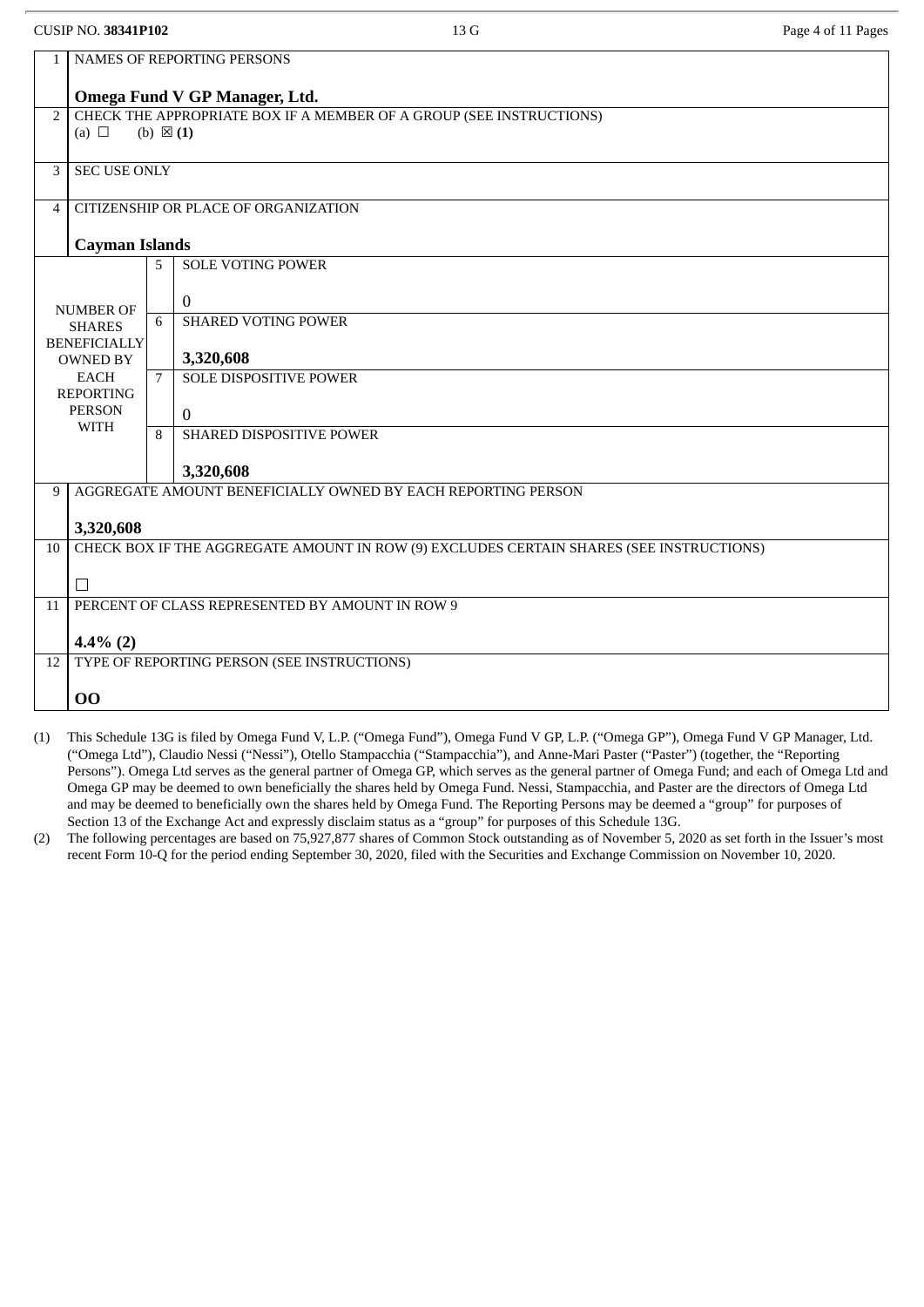CUSIP NO. **38341P102** 13 G

| | | | |
|---|---|---|---|
| 1 | NAMES OF REPORTING PERSONS<br><br>**Omega Fund V GP Manager, Ltd.** | | |
| 2 | CHECK THE APPROPRIATE BOX IF A MEMBER OF A GROUP (SEE INSTRUCTIONS)<br>(a) ☐ (b) ☒ **(1)** | | |
| 3 | SEC USE ONLY | | |
| 4 | CITIZENSHIP OR PLACE OF ORGANIZATION<br><br>**Cayman Islands** | | |
| NUMBER OF SHARES BENEFICIALLY OWNED BY EACH REPORTING PERSON WITH | 5 | SOLE VOTING POWER<br><br>0 | |
| | 6 | SHARED VOTING POWER<br><br>**3,320,608** | |
| | 7 | SOLE DISPOSITIVE POWER<br><br>0 | |
| | 8 | SHARED DISPOSITIVE POWER<br><br>**3,320,608** | |
| 9 | AGGREGATE AMOUNT BENEFICIALLY OWNED BY EACH REPORTING PERSON<br><br>**3,320,608** | | |
| 10 | CHECK BOX IF THE AGGREGATE AMOUNT IN ROW (9) EXCLUDES CERTAIN SHARES (SEE INSTRUCTIONS)<br><br>☐ | | |
| 11 | PERCENT OF CLASS REPRESENTED BY AMOUNT IN ROW 9<br><br>**4.4% (2)** | | |
| 12 | TYPE OF REPORTING PERSON (SEE INSTRUCTIONS)<br><br>**OO** | | |

(1) This Schedule 13G is filed by Omega Fund V, L.P. ("Omega Fund"), Omega Fund V GP, L.P. ("Omega GP"), Omega Fund V GP Manager, Ltd. ("Omega Ltd"), Claudio Nessi ("Nessi"), Otello Stampacchia ("Stampacchia"), and Anne-Mari Paster ("Paster") (together, the "Reporting Persons"). Omega Ltd serves as the general partner of Omega GP, which serves as the general partner of Omega Fund; and each of Omega Ltd and Omega GP may be deemed to own beneficially the shares held by Omega Fund. Nessi, Stampacchia, and Paster are the directors of Omega Ltd and may be deemed to beneficially own the shares held by Omega Fund. The Reporting Persons may be deemed a "group" for purposes of Section 13 of the Exchange Act and expressly disclaim status as a "group" for purposes of this Schedule 13G.

(2) The following percentages are based on 75,927,877 shares of Common Stock outstanding as of November 5, 2020 as set forth in the Issuer's most recent Form 10-Q for the period ending September 30, 2020, filed with the Securities and Exchange Commission on November 10, 2020.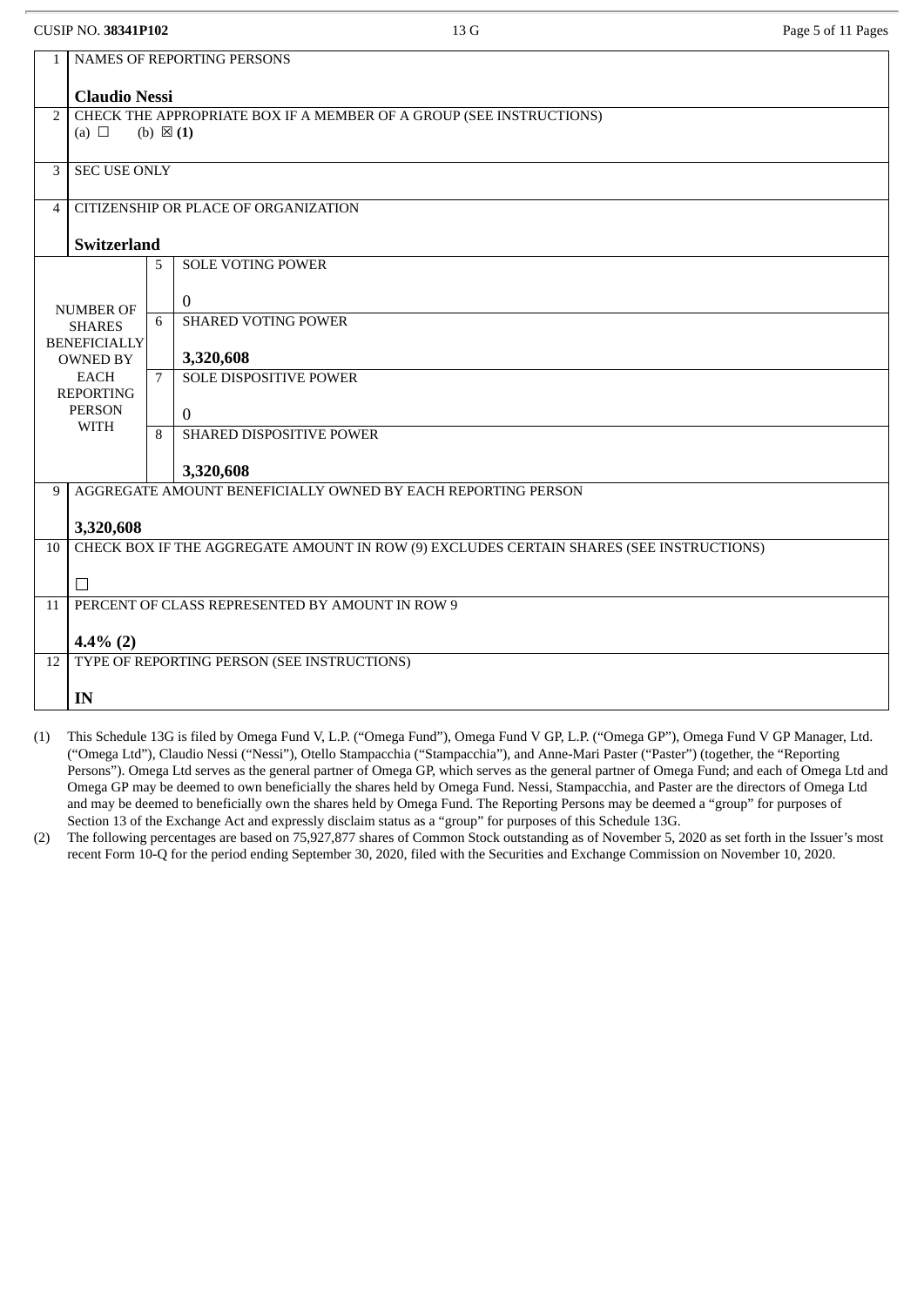| | | | |
|---|---|---|---|
| 1 | NAMES OF REPORTING PERSONS<br><br>**Claudio Nessi** | | |
| 2 | CHECK THE APPROPRIATE BOX IF A MEMBER OF A GROUP (SEE INSTRUCTIONS)<br>(a) ☐ (b) ☒ **(1)** | | |
| 3 | SEC USE ONLY | | |
| 4 | CITIZENSHIP OR PLACE OF ORGANIZATION<br><br>**Switzerland** | | |
| NUMBER OF SHARES BENEFICIALLY OWNED BY EACH REPORTING PERSON WITH | | 5 | SOLE VOTING POWER<br><br>0 |
| | | 6 | SHARED VOTING POWER<br><br>**3,320,608** |
| | | 7 | SOLE DISPOSITIVE POWER<br><br>0 |
| | | 8 | SHARED DISPOSITIVE POWER<br><br>**3,320,608** |
| 9 | AGGREGATE AMOUNT BENEFICIALLY OWNED BY EACH REPORTING PERSON<br><br>**3,320,608** | | |
| 10 | CHECK BOX IF THE AGGREGATE AMOUNT IN ROW (9) EXCLUDES CERTAIN SHARES (SEE INSTRUCTIONS)<br><br>☐ | | |
| 11 | PERCENT OF CLASS REPRESENTED BY AMOUNT IN ROW 9<br><br>**4.4% (2)** | | |
| 12 | TYPE OF REPORTING PERSON (SEE INSTRUCTIONS)<br><br>**IN** | | |

(1) This Schedule 13G is filed by Omega Fund V, L.P. ("Omega Fund"), Omega Fund V GP, L.P. ("Omega GP"), Omega Fund V GP Manager, Ltd. ("Omega Ltd"), Claudio Nessi ("Nessi"), Otello Stampacchia ("Stampacchia"), and Anne-Mari Paster ("Paster") (together, the "Reporting Persons"). Omega Ltd serves as the general partner of Omega GP, which serves as the general partner of Omega Fund; and each of Omega Ltd and Omega GP may be deemed to own beneficially the shares held by Omega Fund. Nessi, Stampacchia, and Paster are the directors of Omega Ltd and may be deemed to beneficially own the shares held by Omega Fund. The Reporting Persons may be deemed a "group" for purposes of Section 13 of the Exchange Act and expressly disclaim status as a "group" for purposes of this Schedule 13G.

(2) The following percentages are based on 75,927,877 shares of Common Stock outstanding as of November 5, 2020 as set forth in the Issuer's most recent Form 10-Q for the period ending September 30, 2020, filed with the Securities and Exchange Commission on November 10, 2020.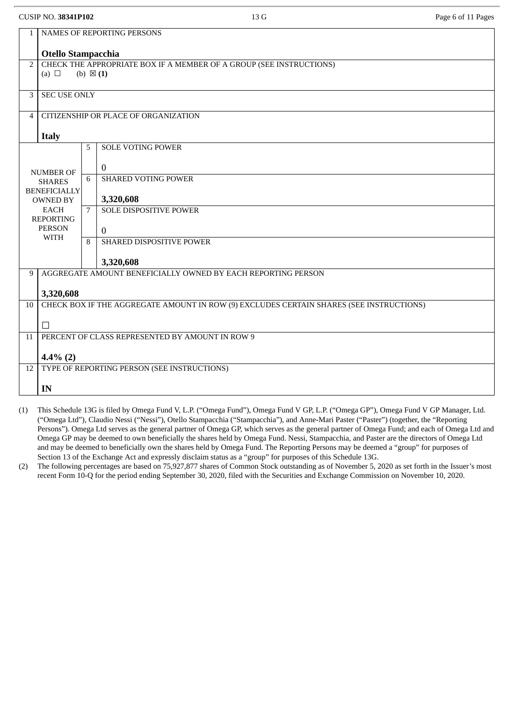CUSIP NO. **38341P102** 13 G

| | | | |
|---|---|---|---|
| 1 | NAMES OF REPORTING PERSONS<br><br>**Otello Stampacchia** | | |
| 2 | CHECK THE APPROPRIATE BOX IF A MEMBER OF A GROUP (SEE INSTRUCTIONS)<br>(a) ☐ (b) ☒ **(1)** | | |
| 3 | SEC USE ONLY | | |
| 4 | CITIZENSHIP OR PLACE OF ORGANIZATION<br><br>**Italy** | | |
| NUMBER OF SHARES BENEFICIALLY OWNED BY EACH REPORTING PERSON WITH | | 5 | SOLE VOTING POWER<br><br>0 |
| | | 6 | SHARED VOTING POWER<br><br>**3,320,608** |
| | | 7 | SOLE DISPOSITIVE POWER<br><br>0 |
| | | 8 | SHARED DISPOSITIVE POWER<br><br>**3,320,608** |
| 9 | AGGREGATE AMOUNT BENEFICIALLY OWNED BY EACH REPORTING PERSON<br><br>**3,320,608** | | |
| 10 | CHECK BOX IF THE AGGREGATE AMOUNT IN ROW (9) EXCLUDES CERTAIN SHARES (SEE INSTRUCTIONS)<br><br>☐ | | |
| 11 | PERCENT OF CLASS REPRESENTED BY AMOUNT IN ROW 9<br><br>**4.4% (2)** | | |
| 12 | TYPE OF REPORTING PERSON (SEE INSTRUCTIONS)<br><br>**IN** | | |

(1) This Schedule 13G is filed by Omega Fund V, L.P. ("Omega Fund"), Omega Fund V GP, L.P. ("Omega GP"), Omega Fund V GP Manager, Ltd. ("Omega Ltd"), Claudio Nessi ("Nessi"), Otello Stampacchia ("Stampacchia"), and Anne-Mari Paster ("Paster") (together, the "Reporting Persons"). Omega Ltd serves as the general partner of Omega GP, which serves as the general partner of Omega Fund; and each of Omega Ltd and Omega GP may be deemed to own beneficially the shares held by Omega Fund. Nessi, Stampacchia, and Paster are the directors of Omega Ltd and may be deemed to beneficially own the shares held by Omega Fund. The Reporting Persons may be deemed a "group" for purposes of Section 13 of the Exchange Act and expressly disclaim status as a "group" for purposes of this Schedule 13G.

(2) The following percentages are based on 75,927,877 shares of Common Stock outstanding as of November 5, 2020 as set forth in the Issuer's most recent Form 10-Q for the period ending September 30, 2020, filed with the Securities and Exchange Commission on November 10, 2020.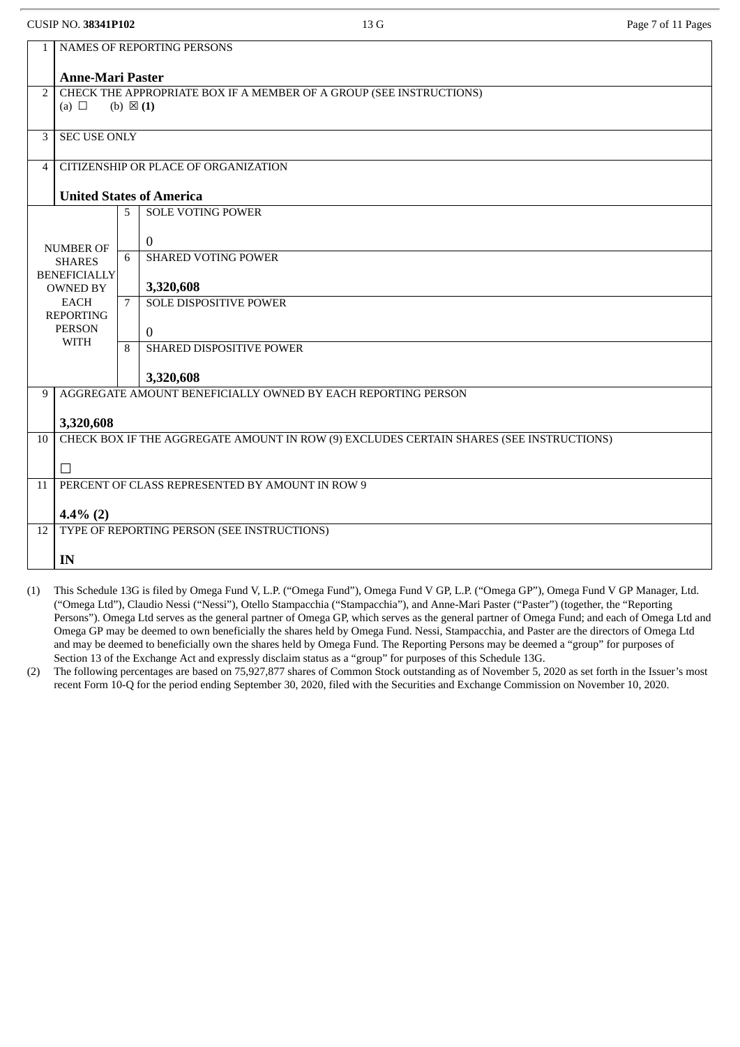| 1 | NAMES OF REPORTING PERSONS<br><br>**Anne-Mari Paster** | | |
|---|---|---|---|
| 2 | CHECK THE APPROPRIATE BOX IF A MEMBER OF A GROUP (SEE INSTRUCTIONS)<br>(a) ☐ (b) ☒ **(1)** | | |
| 3 | SEC USE ONLY | | |
| 4 | CITIZENSHIP OR PLACE OF ORGANIZATION<br><br>**United States of America** | | |
| NUMBER OF SHARES BENEFICIALLY OWNED BY EACH REPORTING PERSON WITH | | 5 | SOLE VOTING POWER<br><br>0 |
| | | 6 | SHARED VOTING POWER<br><br>**3,320,608** |
| | | 7 | SOLE DISPOSITIVE POWER<br><br>0 |
| | | 8 | SHARED DISPOSITIVE POWER<br><br>**3,320,608** |
| 9 | AGGREGATE AMOUNT BENEFICIALLY OWNED BY EACH REPORTING PERSON<br><br>**3,320,608** | | |
| 10 | CHECK BOX IF THE AGGREGATE AMOUNT IN ROW (9) EXCLUDES CERTAIN SHARES (SEE INSTRUCTIONS)<br><br>☐ | | |
| 11 | PERCENT OF CLASS REPRESENTED BY AMOUNT IN ROW 9<br><br>**4.4% (2)** | | |
| 12 | TYPE OF REPORTING PERSON (SEE INSTRUCTIONS)<br><br>**IN** | | |

(1) This Schedule 13G is filed by Omega Fund V, L.P. ("Omega Fund"), Omega Fund V GP, L.P. ("Omega GP"), Omega Fund V GP Manager, Ltd. ("Omega Ltd"), Claudio Nessi ("Nessi"), Otello Stampacchia ("Stampacchia"), and Anne-Mari Paster ("Paster") (together, the "Reporting Persons"). Omega Ltd serves as the general partner of Omega GP, which serves as the general partner of Omega Fund; and each of Omega Ltd and Omega GP may be deemed to own beneficially the shares held by Omega Fund. Nessi, Stampacchia, and Paster are the directors of Omega Ltd and may be deemed to beneficially own the shares held by Omega Fund. The Reporting Persons may be deemed a "group" for purposes of Section 13 of the Exchange Act and expressly disclaim status as a "group" for purposes of this Schedule 13G.

(2) The following percentages are based on 75,927,877 shares of Common Stock outstanding as of November 5, 2020 as set forth in the Issuer's most recent Form 10-Q for the period ending September 30, 2020, filed with the Securities and Exchange Commission on November 10, 2020.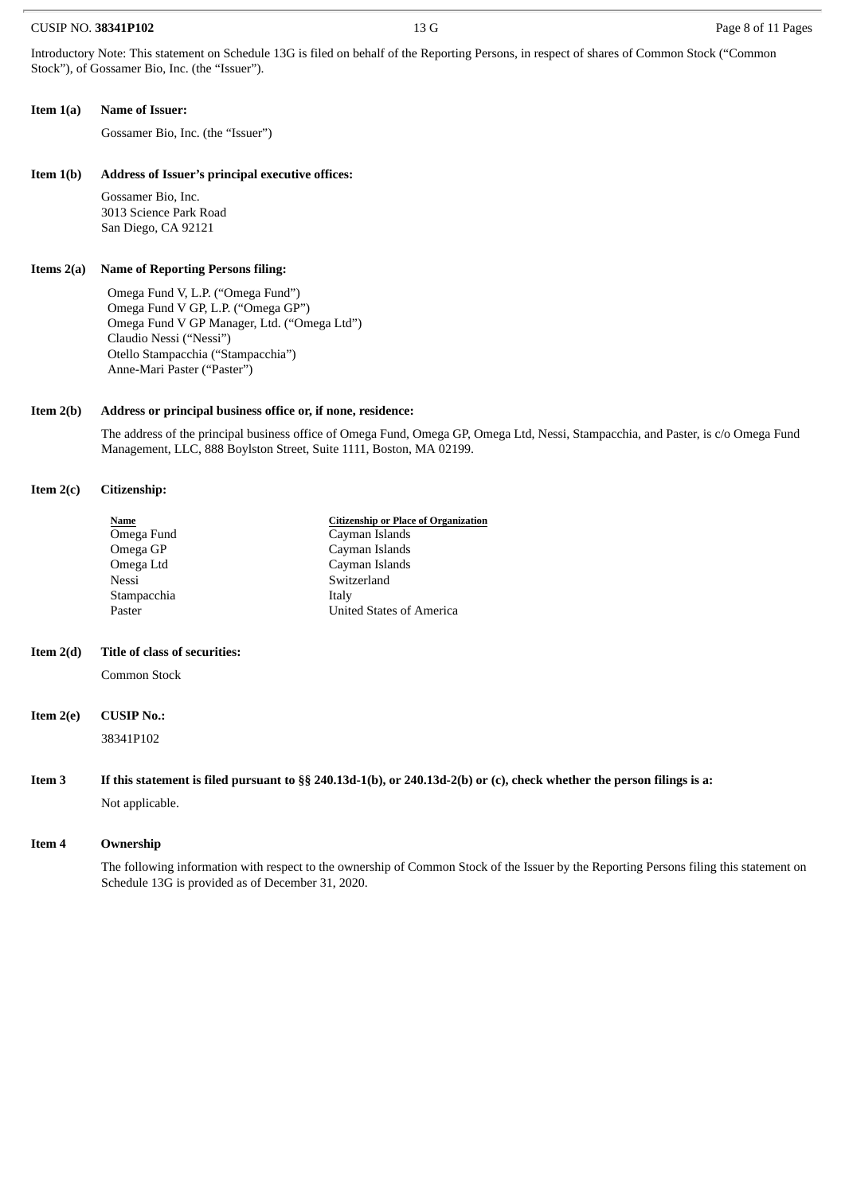Introductory Note: This statement on Schedule 13G is filed on behalf of the Reporting Persons, in respect of shares of Common Stock ("Common Stock"), of Gossamer Bio, Inc. (the "Issuer").

**Item 1(a) Name of Issuer:**

Gossamer Bio, Inc. (the "Issuer")

**Item 1(b) Address of Issuer's principal executive offices:**

Gossamer Bio, Inc.
3013 Science Park Road
San Diego, CA 92121

**Items 2(a) Name of Reporting Persons filing:**

Omega Fund V, L.P. ("Omega Fund")
Omega Fund V GP, L.P. ("Omega GP")
Omega Fund V GP Manager, Ltd. ("Omega Ltd")
Claudio Nessi ("Nessi")
Otello Stampacchia ("Stampacchia")
Anne-Mari Paster ("Paster")

**Item 2(b) Address or principal business office or, if none, residence:**

The address of the principal business office of Omega Fund, Omega GP, Omega Ltd, Nessi, Stampacchia, and Paster, is c/o Omega Fund Management, LLC, 888 Boylston Street, Suite 1111, Boston, MA 02199.

**Item 2(c) Citizenship:**

| Name | Citizenship or Place of Organization |
|---|---|
| Omega Fund | Cayman Islands |
| Omega GP | Cayman Islands |
| Omega Ltd | Cayman Islands |
| Nessi | Switzerland |
| Stampacchia | Italy |
| Paster | United States of America |

**Item 2(d) Title of class of securities:**

Common Stock

**Item 2(e) CUSIP No.:**

38341P102

**Item 3 If this statement is filed pursuant to §§ 240.13d-1(b), or 240.13d-2(b) or (c), check whether the person filings is a:**

Not applicable.

**Item 4 Ownership**

The following information with respect to the ownership of Common Stock of the Issuer by the Reporting Persons filing this statement on Schedule 13G is provided as of December 31, 2020.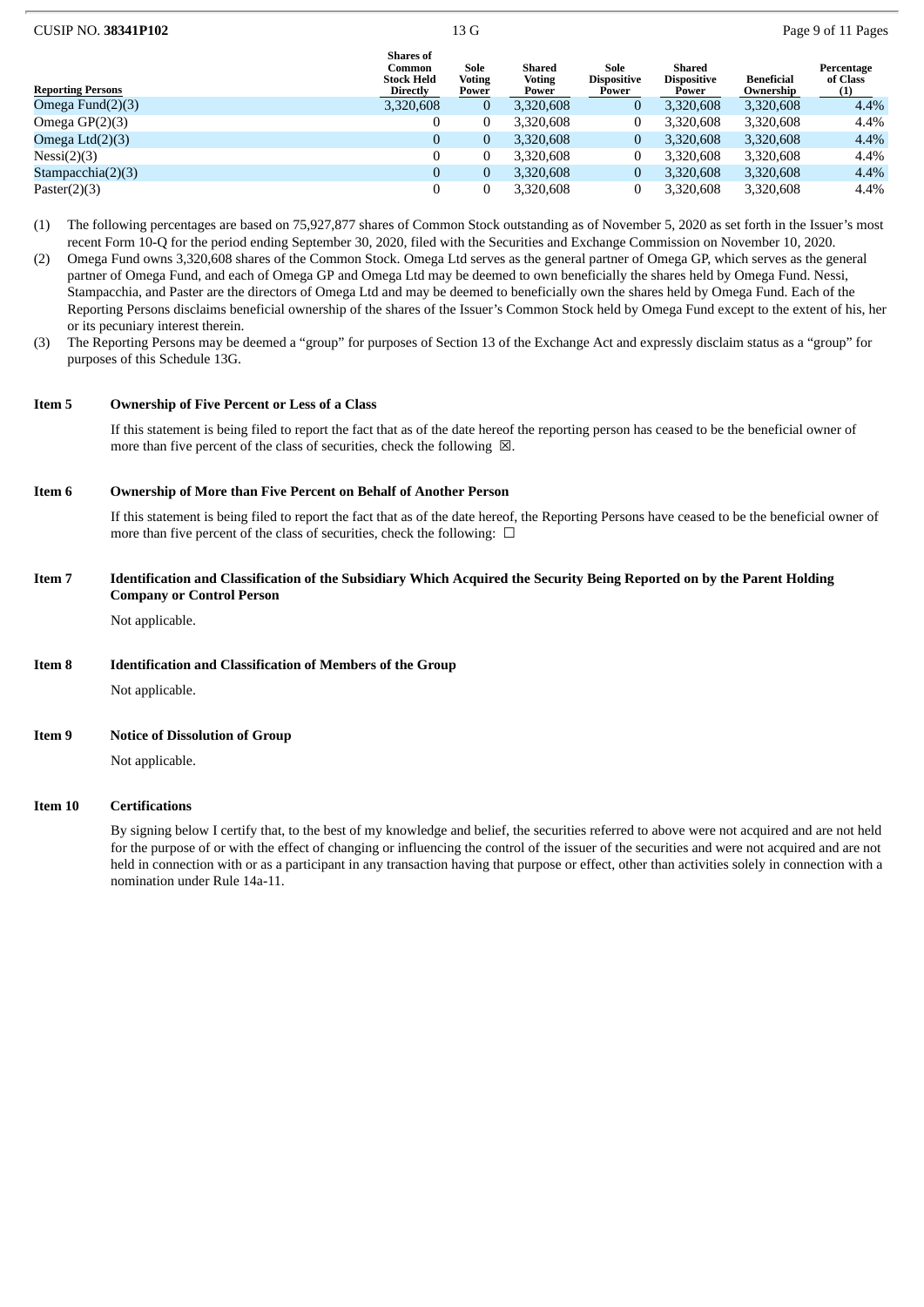| Reporting Persons | Shares of Common Stock Held Directly | Sole Voting Power | Shared Voting Power | Sole Dispositive Power | Shared Dispositive Power | Beneficial Ownership | Percentage of Class (1) |
|---|---|---|---|---|---|---|---|
| Omega Fund(2)(3) | 3,320,608 | 0 | 3,320,608 | 0 | 3,320,608 | 3,320,608 | 4.4% |
| Omega GP(2)(3) | 0 | 0 | 3,320,608 | 0 | 3,320,608 | 3,320,608 | 4.4% |
| Omega Ltd(2)(3) | 0 | 0 | 3,320,608 | 0 | 3,320,608 | 3,320,608 | 4.4% |
| Nessi(2)(3) | 0 | 0 | 3,320,608 | 0 | 3,320,608 | 3,320,608 | 4.4% |
| Stampacchia(2)(3) | 0 | 0 | 3,320,608 | 0 | 3,320,608 | 3,320,608 | 4.4% |
| Paster(2)(3) | 0 | 0 | 3,320,608 | 0 | 3,320,608 | 3,320,608 | 4.4% |

(1) The following percentages are based on 75,927,877 shares of Common Stock outstanding as of November 5, 2020 as set forth in the Issuer's most recent Form 10-Q for the period ending September 30, 2020, filed with the Securities and Exchange Commission on November 10, 2020.

(2) Omega Fund owns 3,320,608 shares of the Common Stock. Omega Ltd serves as the general partner of Omega GP, which serves as the general partner of Omega Fund, and each of Omega GP and Omega Ltd may be deemed to own beneficially the shares held by Omega Fund. Nessi, Stampacchia, and Paster are the directors of Omega Ltd and may be deemed to beneficially own the shares held by Omega Fund. Each of the Reporting Persons disclaims beneficial ownership of the shares of the Issuer's Common Stock held by Omega Fund except to the extent of his, her or its pecuniary interest therein.

(3) The Reporting Persons may be deemed a "group" for purposes of Section 13 of the Exchange Act and expressly disclaim status as a "group" for purposes of this Schedule 13G.

**Item 5 Ownership of Five Percent or Less of a Class**

If this statement is being filed to report the fact that as of the date hereof the reporting person has ceased to be the beneficial owner of more than five percent of the class of securities, check the following ☒.

**Item 6 Ownership of More than Five Percent on Behalf of Another Person**

If this statement is being filed to report the fact that as of the date hereof, the Reporting Persons have ceased to be the beneficial owner of more than five percent of the class of securities, check the following: ☐

**Item 7 Identification and Classification of the Subsidiary Which Acquired the Security Being Reported on by the Parent Holding Company or Control Person**

Not applicable.

**Item 8 Identification and Classification of Members of the Group**

Not applicable.

**Item 9 Notice of Dissolution of Group**

Not applicable.

**Item 10 Certifications**

By signing below I certify that, to the best of my knowledge and belief, the securities referred to above were not acquired and are not held for the purpose of or with the effect of changing or influencing the control of the issuer of the securities and were not acquired and are not held in connection with or as a participant in any transaction having that purpose or effect, other than activities solely in connection with a nomination under Rule 14a-11.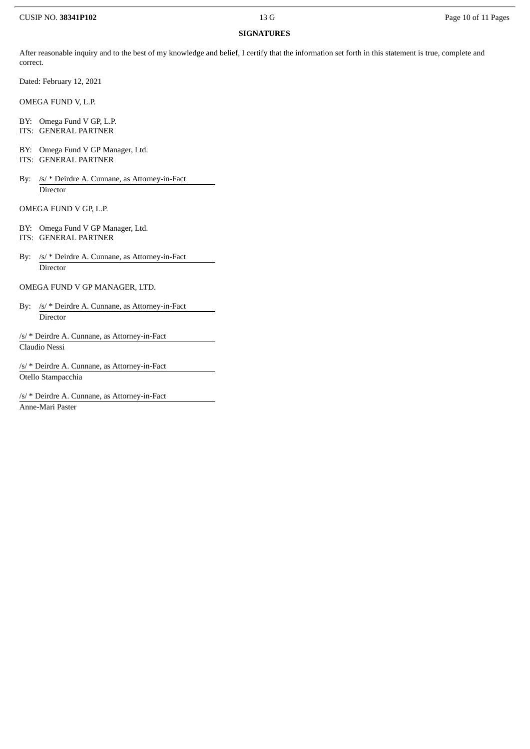## SIGNATURES

After reasonable inquiry and to the best of my knowledge and belief, I certify that the information set forth in this statement is true, complete and correct.

Dated: February 12, 2021

OMEGA FUND V, L.P.

BY: Omega Fund V GP, L.P.
ITS: GENERAL PARTNER

BY: Omega Fund V GP Manager, Ltd.
ITS: GENERAL PARTNER

By: /s/ * Deirdre A. Cunnane, as Attorney-in-Fact
Director

OMEGA FUND V GP, L.P.

BY: Omega Fund V GP Manager, Ltd.
ITS: GENERAL PARTNER

By: /s/ * Deirdre A. Cunnane, as Attorney-in-Fact
Director

OMEGA FUND V GP MANAGER, LTD.

By: /s/ * Deirdre A. Cunnane, as Attorney-in-Fact
Director

/s/ * Deirdre A. Cunnane, as Attorney-in-Fact
Claudio Nessi

/s/ * Deirdre A. Cunnane, as Attorney-in-Fact
Otello Stampacchia

/s/ * Deirdre A. Cunnane, as Attorney-in-Fact
Anne-Mari Paster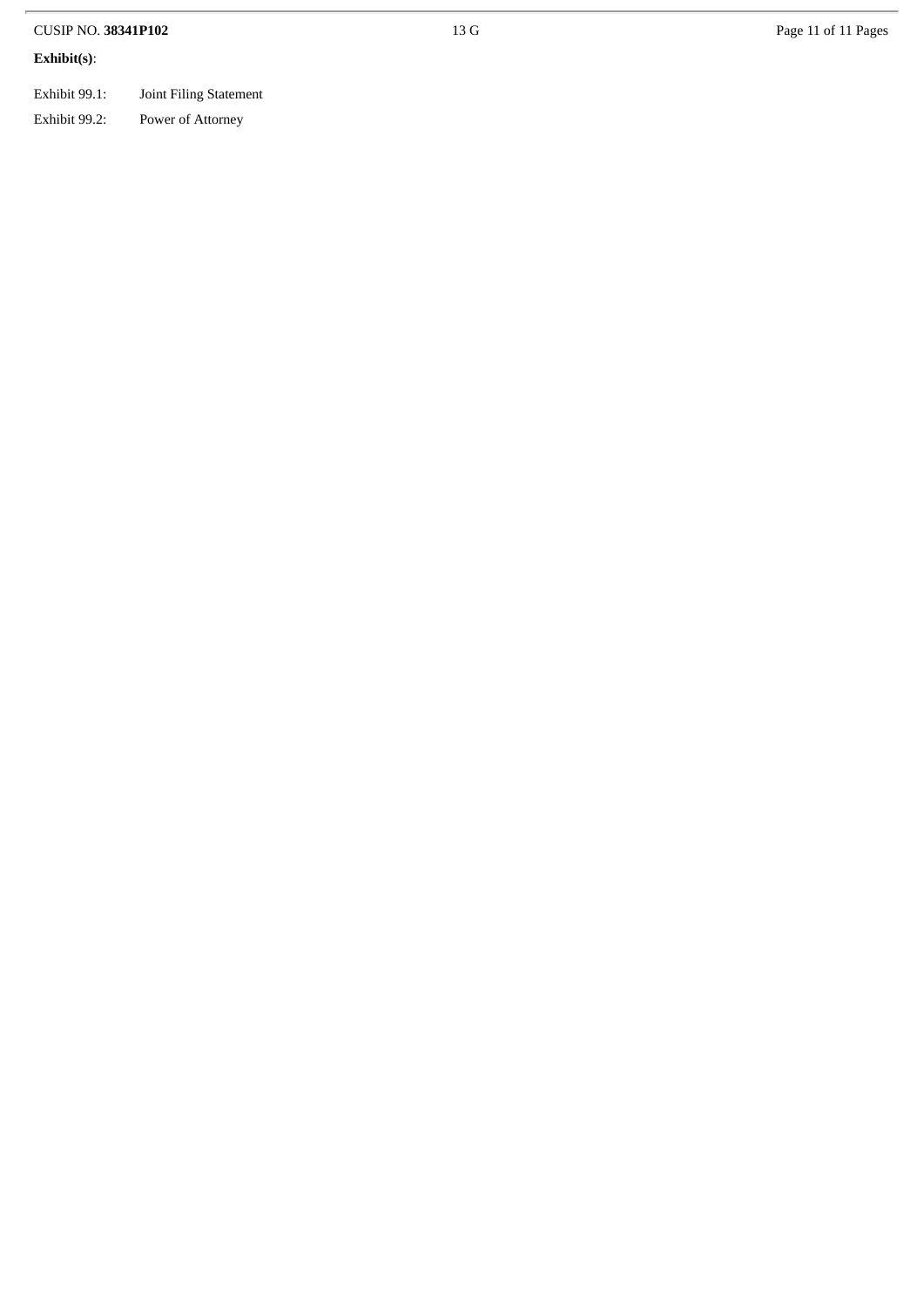**Exhibit(s)**:

Exhibit 99.1: Joint Filing Statement

Exhibit 99.2: Power of Attorney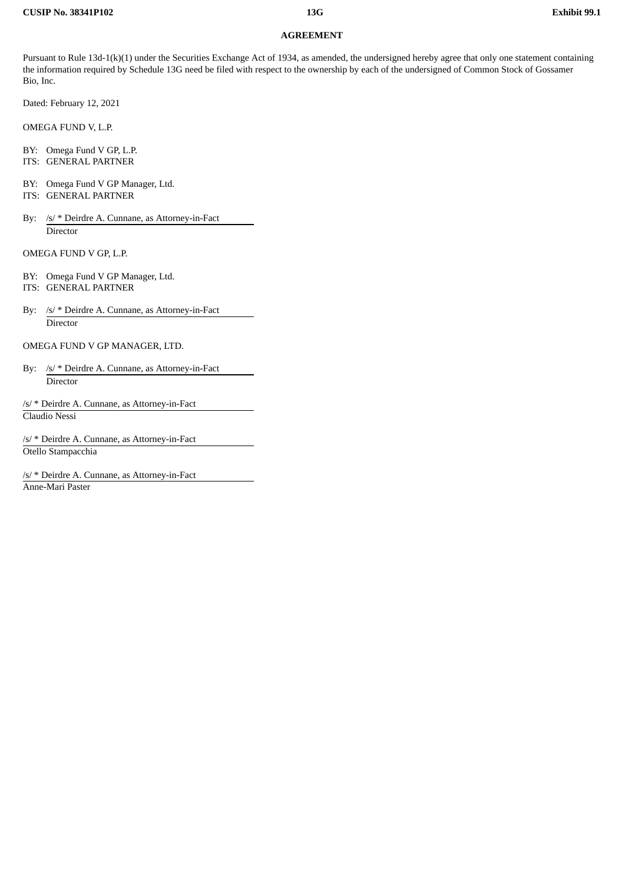**AGREEMENT**

Pursuant to Rule 13d-1(k)(1) under the Securities Exchange Act of 1934, as amended, the undersigned hereby agree that only one statement containing the information required by Schedule 13G need be filed with respect to the ownership by each of the undersigned of Common Stock of Gossamer Bio, Inc.

Dated: February 12, 2021

OMEGA FUND V, L.P.

BY: Omega Fund V GP, L.P.
ITS: GENERAL PARTNER

BY: Omega Fund V GP Manager, Ltd.
ITS: GENERAL PARTNER

By: /s/ * Deirdre A. Cunnane, as Attorney-in-Fact
Director

OMEGA FUND V GP, L.P.

BY: Omega Fund V GP Manager, Ltd.
ITS: GENERAL PARTNER

By: /s/ * Deirdre A. Cunnane, as Attorney-in-Fact
Director

OMEGA FUND V GP MANAGER, LTD.

By: /s/ * Deirdre A. Cunnane, as Attorney-in-Fact
Director

/s/ * Deirdre A. Cunnane, as Attorney-in-Fact
Claudio Nessi

/s/ * Deirdre A. Cunnane, as Attorney-in-Fact
Otello Stampacchia

/s/ * Deirdre A. Cunnane, as Attorney-in-Fact
Anne-Mari Paster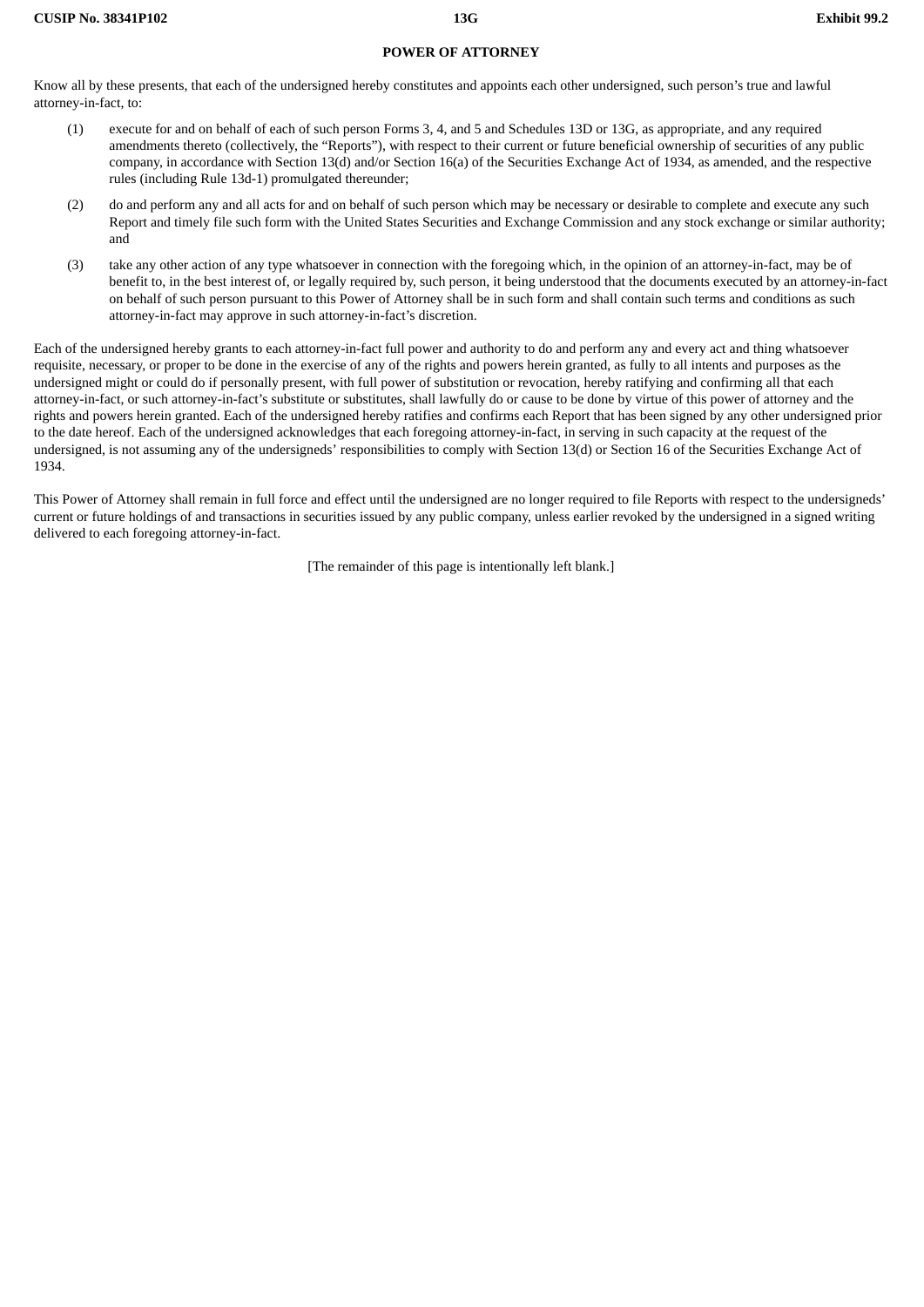## POWER OF ATTORNEY

Know all by these presents, that each of the undersigned hereby constitutes and appoints each other undersigned, such person's true and lawful attorney-in-fact, to:

(1) execute for and on behalf of each of such person Forms 3, 4, and 5 and Schedules 13D or 13G, as appropriate, and any required amendments thereto (collectively, the "Reports"), with respect to their current or future beneficial ownership of securities of any public company, in accordance with Section 13(d) and/or Section 16(a) of the Securities Exchange Act of 1934, as amended, and the respective rules (including Rule 13d-1) promulgated thereunder;

(2) do and perform any and all acts for and on behalf of such person which may be necessary or desirable to complete and execute any such Report and timely file such form with the United States Securities and Exchange Commission and any stock exchange or similar authority; and

(3) take any other action of any type whatsoever in connection with the foregoing which, in the opinion of an attorney-in-fact, may be of benefit to, in the best interest of, or legally required by, such person, it being understood that the documents executed by an attorney-in-fact on behalf of such person pursuant to this Power of Attorney shall be in such form and shall contain such terms and conditions as such attorney-in-fact may approve in such attorney-in-fact's discretion.

Each of the undersigned hereby grants to each attorney-in-fact full power and authority to do and perform any and every act and thing whatsoever requisite, necessary, or proper to be done in the exercise of any of the rights and powers herein granted, as fully to all intents and purposes as the undersigned might or could do if personally present, with full power of substitution or revocation, hereby ratifying and confirming all that each attorney-in-fact, or such attorney-in-fact's substitute or substitutes, shall lawfully do or cause to be done by virtue of this power of attorney and the rights and powers herein granted. Each of the undersigned hereby ratifies and confirms each Report that has been signed by any other undersigned prior to the date hereof. Each of the undersigned acknowledges that each foregoing attorney-in-fact, in serving in such capacity at the request of the undersigned, is not assuming any of the undersigneds' responsibilities to comply with Section 13(d) or Section 16 of the Securities Exchange Act of 1934.

This Power of Attorney shall remain in full force and effect until the undersigned are no longer required to file Reports with respect to the undersigneds' current or future holdings of and transactions in securities issued by any public company, unless earlier revoked by the undersigned in a signed writing delivered to each foregoing attorney-in-fact.

[The remainder of this page is intentionally left blank.]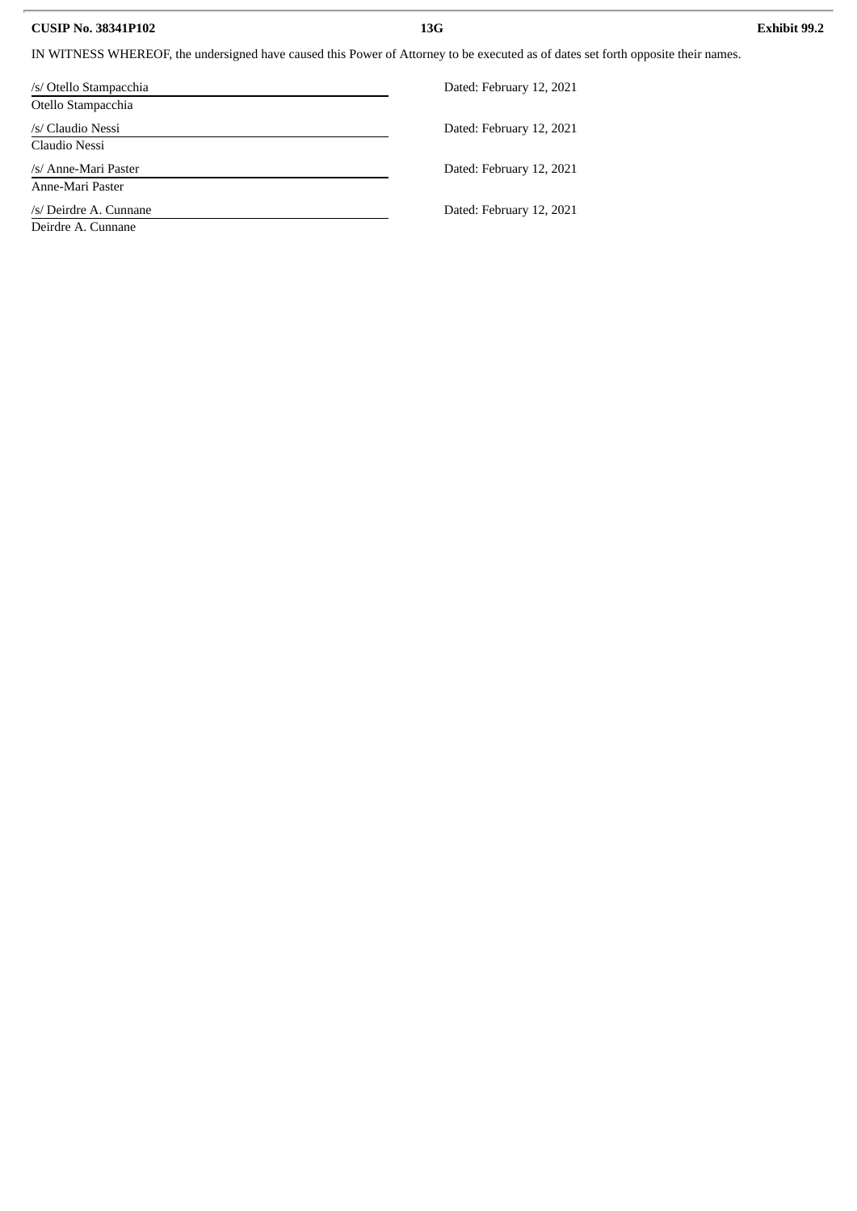IN WITNESS WHEREOF, the undersigned have caused this Power of Attorney to be executed as of dates set forth opposite their names.

| | |
|---|---|
| /s/ Otello Stampacchia<br>Otello Stampacchia | Dated: February 12, 2021 |
| /s/ Claudio Nessi<br>Claudio Nessi | Dated: February 12, 2021 |
| /s/ Anne-Mari Paster<br>Anne-Mari Paster | Dated: February 12, 2021 |
| /s/ Deirdre A. Cunnane<br>Deirdre A. Cunnane | Dated: February 12, 2021 |